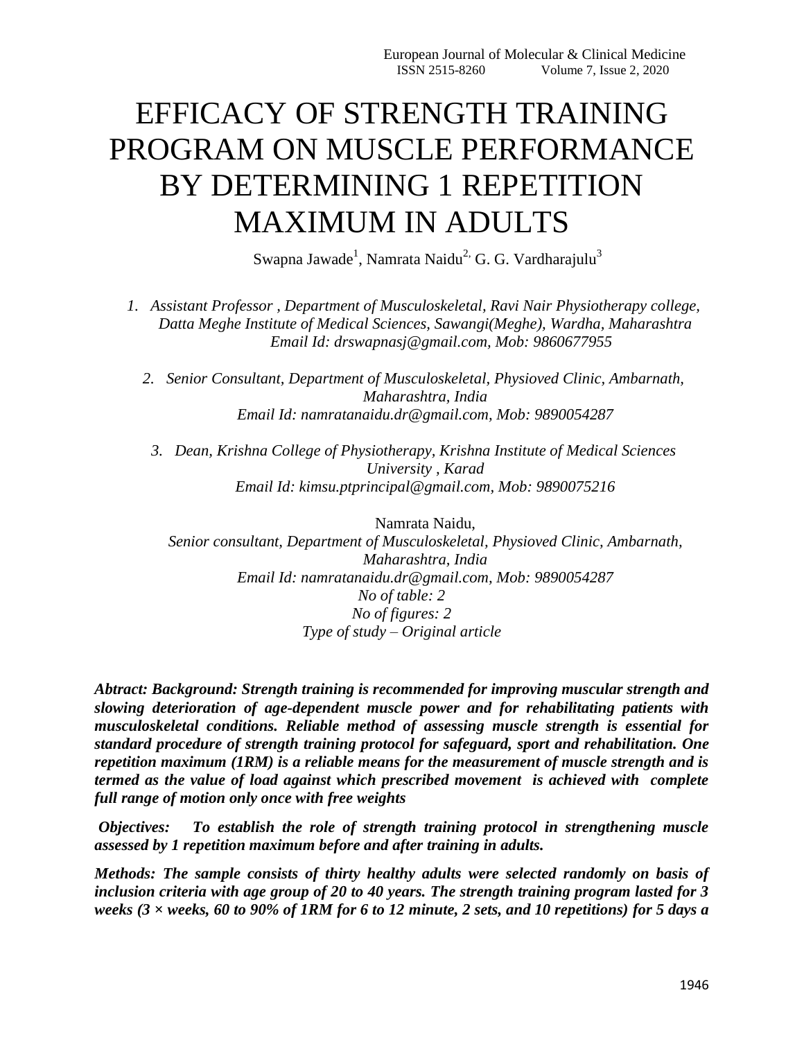# EFFICACY OF STRENGTH TRAINING PROGRAM ON MUSCLE PERFORMANCE BY DETERMINING 1 REPETITION MAXIMUM IN ADULTS

Swapna Jawade[1], Namrata Naidu[2,] G. G. Vardharajulu[3]

1. *Assistant Professor , Department of Musculoskeletal, Ravi Nair Physiotherapy college, Datta Meghe Institute of Medical Sciences, Sawangi(Meghe), Wardha, Maharashtra Email Id: drswapnasj@gmail.com, Mob: 9860677955*

2. *Senior Consultant, Department of Musculoskeletal, Physioved Clinic, Ambarnath, Maharashtra, India Email Id: namratanaidu.dr@gmail.com, Mob: 9890054287*

3. *Dean, Krishna College of Physiotherapy, Krishna Institute of Medical Sciences University , Karad Email Id: kimsu.ptprincipal@gmail.com, Mob: 9890075216*

Namrata Naidu,
*Senior consultant, Department of Musculoskeletal, Physioved Clinic, Ambarnath, Maharashtra, India*
*Email Id: namratanaidu.dr@gmail.com, Mob: 9890054287*
*No of table: 2*
*No of figures: 2*
*Type of study – Original article*

***Abtract: Background: Strength training is recommended for improving muscular strength and slowing deterioration of age-dependent muscle power and for rehabilitating patients with musculoskeletal conditions. Reliable method of assessing muscle strength is essential for standard procedure of strength training protocol for safeguard, sport and rehabilitation. One repetition maximum (1RM) is a reliable means for the measurement of muscle strength and is termed as the value of load against which prescribed movement is achieved with complete full range of motion only once with free weights***

***Objectives: To establish the role of strength training protocol in strengthening muscle assessed by 1 repetition maximum before and after training in adults.***

***Methods: The sample consists of thirty healthy adults were selected randomly on basis of inclusion criteria with age group of 20 to 40 years. The strength training program lasted for 3 weeks (3 × weeks, 60 to 90% of 1RM for 6 to 12 minute, 2 sets, and 10 repetitions) for 5 days a***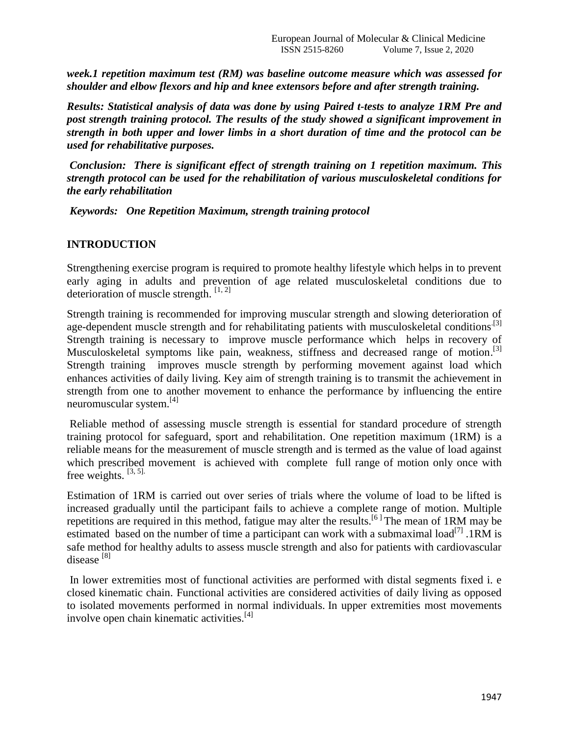***week.1 repetition maximum test (RM) was baseline outcome measure which was assessed for shoulder and elbow flexors and hip and knee extensors before and after strength training.***

***Results: Statistical analysis of data was done by using Paired t-tests to analyze 1RM Pre and post strength training protocol. The results of the study showed a significant improvement in strength in both upper and lower limbs in a short duration of time and the protocol can be used for rehabilitative purposes.***

***Conclusion: There is significant effect of strength training on 1 repetition maximum. This strength protocol can be used for the rehabilitation of various musculoskeletal conditions for the early rehabilitation***

***Keywords: One Repetition Maximum, strength training protocol***

## INTRODUCTION

Strengthening exercise program is required to promote healthy lifestyle which helps in to prevent early aging in adults and prevention of age related musculoskeletal conditions due to deterioration of muscle strength. [1, 2]

Strength training is recommended for improving muscular strength and slowing deterioration of age-dependent muscle strength and for rehabilitating patients with musculoskeletal conditions.[3] Strength training is necessary to improve muscle performance which helps in recovery of Musculoskeletal symptoms like pain, weakness, stiffness and decreased range of motion.[3] Strength training improves muscle strength by performing movement against load which enhances activities of daily living. Key aim of strength training is to transmit the achievement in strength from one to another movement to enhance the performance by influencing the entire neuromuscular system.[4]

Reliable method of assessing muscle strength is essential for standard procedure of strength training protocol for safeguard, sport and rehabilitation. One repetition maximum (1RM) is a reliable means for the measurement of muscle strength and is termed as the value of load against which prescribed movement is achieved with complete full range of motion only once with free weights. [3, 5].

Estimation of 1RM is carried out over series of trials where the volume of load to be lifted is increased gradually until the participant fails to achieve a complete range of motion. Multiple repetitions are required in this method, fatigue may alter the results.[6] The mean of 1RM may be estimated based on the number of time a participant can work with a submaximal load[7] .1RM is safe method for healthy adults to assess muscle strength and also for patients with cardiovascular disease [8]

In lower extremities most of functional activities are performed with distal segments fixed i. e closed kinematic chain. Functional activities are considered activities of daily living as opposed to isolated movements performed in normal individuals. In upper extremities most movements involve open chain kinematic activities.[4]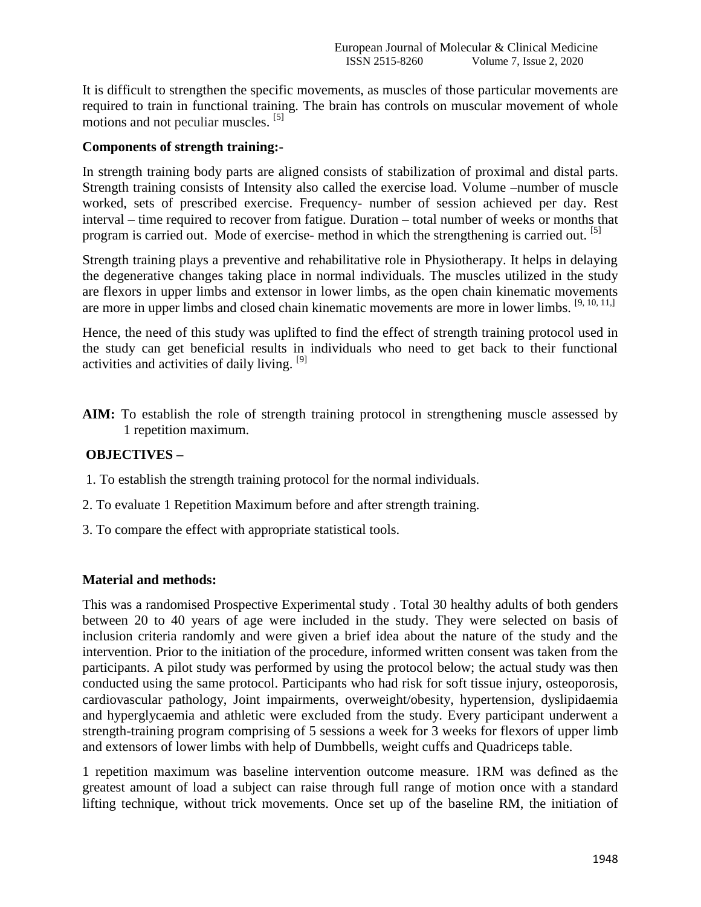It is difficult to strengthen the specific movements, as muscles of those particular movements are required to train in functional training. The brain has controls on muscular movement of whole motions and not peculiar muscles. [5]

**Components of strength training:-**

In strength training body parts are aligned consists of stabilization of proximal and distal parts. Strength training consists of Intensity also called the exercise load. Volume –number of muscle worked, sets of prescribed exercise. Frequency- number of session achieved per day. Rest interval – time required to recover from fatigue. Duration – total number of weeks or months that program is carried out. Mode of exercise- method in which the strengthening is carried out. [5]

Strength training plays a preventive and rehabilitative role in Physiotherapy. It helps in delaying the degenerative changes taking place in normal individuals. The muscles utilized in the study are flexors in upper limbs and extensor in lower limbs, as the open chain kinematic movements are more in upper limbs and closed chain kinematic movements are more in lower limbs. [9, 10, 11,]

Hence, the need of this study was uplifted to find the effect of strength training protocol used in the study can get beneficial results in individuals who need to get back to their functional activities and activities of daily living. [9]

**AIM:** To establish the role of strength training protocol in strengthening muscle assessed by 1 repetition maximum.

**OBJECTIVES –**

1. To establish the strength training protocol for the normal individuals.
2. To evaluate 1 Repetition Maximum before and after strength training.
3. To compare the effect with appropriate statistical tools.

**Material and methods:**

This was a randomised Prospective Experimental study . Total 30 healthy adults of both genders between 20 to 40 years of age were included in the study. They were selected on basis of inclusion criteria randomly and were given a brief idea about the nature of the study and the intervention. Prior to the initiation of the procedure, informed written consent was taken from the participants. A pilot study was performed by using the protocol below; the actual study was then conducted using the same protocol. Participants who had risk for soft tissue injury, osteoporosis, cardiovascular pathology, Joint impairments, overweight/obesity, hypertension, dyslipidaemia and hyperglycaemia and athletic were excluded from the study. Every participant underwent a strength-training program comprising of 5 sessions a week for 3 weeks for flexors of upper limb and extensors of lower limbs with help of Dumbbells, weight cuffs and Quadriceps table.

1 repetition maximum was baseline intervention outcome measure. 1RM was defined as the greatest amount of load a subject can raise through full range of motion once with a standard lifting technique, without trick movements. Once set up of the baseline RM, the initiation of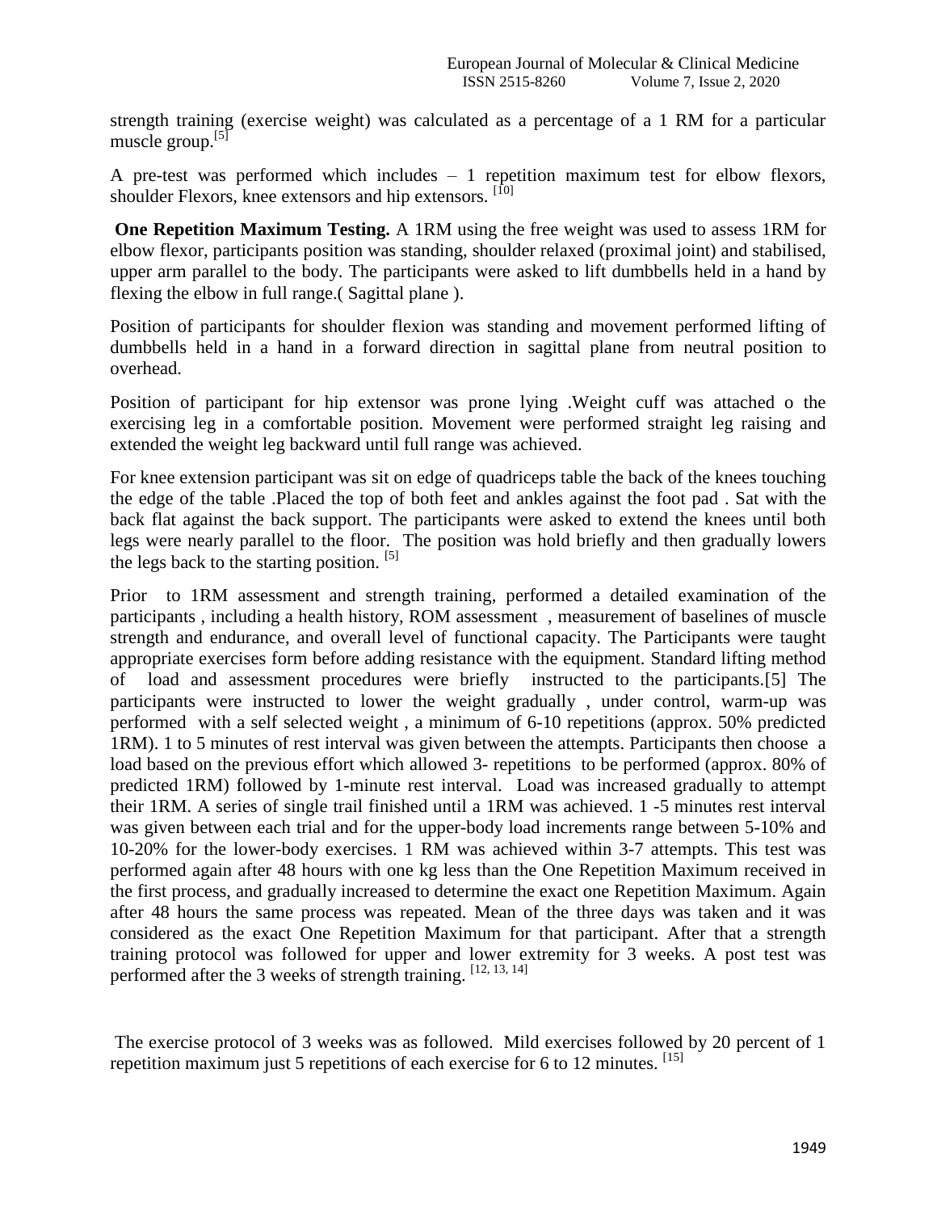strength training (exercise weight) was calculated as a percentage of a 1 RM for a particular muscle group.[5]

A pre-test was performed which includes – 1 repetition maximum test for elbow flexors, shoulder Flexors, knee extensors and hip extensors. [10]

**One Repetition Maximum Testing.** A 1RM using the free weight was used to assess 1RM for elbow flexor, participants position was standing, shoulder relaxed (proximal joint) and stabilised, upper arm parallel to the body. The participants were asked to lift dumbbells held in a hand by flexing the elbow in full range.( Sagittal plane ).

Position of participants for shoulder flexion was standing and movement performed lifting of dumbbells held in a hand in a forward direction in sagittal plane from neutral position to overhead.

Position of participant for hip extensor was prone lying .Weight cuff was attached o the exercising leg in a comfortable position. Movement were performed straight leg raising and extended the weight leg backward until full range was achieved.

For knee extension participant was sit on edge of quadriceps table the back of the knees touching the edge of the table .Placed the top of both feet and ankles against the foot pad . Sat with the back flat against the back support. The participants were asked to extend the knees until both legs were nearly parallel to the floor. The position was hold briefly and then gradually lowers the legs back to the starting position. [5]

Prior to 1RM assessment and strength training, performed a detailed examination of the participants , including a health history, ROM assessment , measurement of baselines of muscle strength and endurance, and overall level of functional capacity. The Participants were taught appropriate exercises form before adding resistance with the equipment. Standard lifting method of load and assessment procedures were briefly instructed to the participants.[5] The participants were instructed to lower the weight gradually , under control, warm-up was performed with a self selected weight , a minimum of 6-10 repetitions (approx. 50% predicted 1RM). 1 to 5 minutes of rest interval was given between the attempts. Participants then choose a load based on the previous effort which allowed 3- repetitions to be performed (approx. 80% of predicted 1RM) followed by 1-minute rest interval. Load was increased gradually to attempt their 1RM. A series of single trail finished until a 1RM was achieved. 1 -5 minutes rest interval was given between each trial and for the upper-body load increments range between 5-10% and 10-20% for the lower-body exercises. 1 RM was achieved within 3-7 attempts. This test was performed again after 48 hours with one kg less than the One Repetition Maximum received in the first process, and gradually increased to determine the exact one Repetition Maximum. Again after 48 hours the same process was repeated. Mean of the three days was taken and it was considered as the exact One Repetition Maximum for that participant. After that a strength training protocol was followed for upper and lower extremity for 3 weeks. A post test was performed after the 3 weeks of strength training. [12, 13, 14]

The exercise protocol of 3 weeks was as followed. Mild exercises followed by 20 percent of 1 repetition maximum just 5 repetitions of each exercise for 6 to 12 minutes. [15]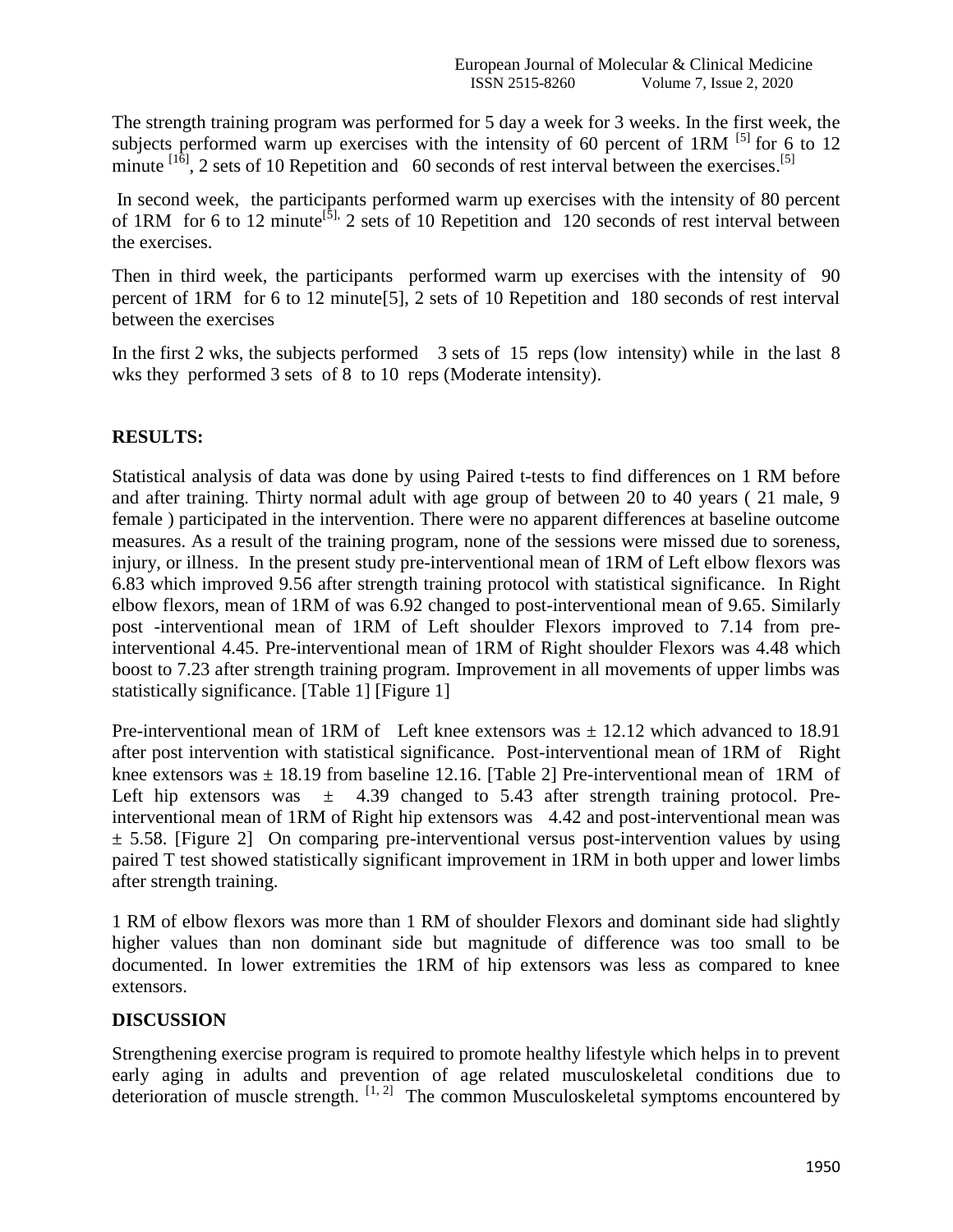The strength training program was performed for 5 day a week for 3 weeks. In the first week, the subjects performed warm up exercises with the intensity of 60 percent of 1RM [5] for 6 to 12 minute [16], 2 sets of 10 Repetition and 60 seconds of rest interval between the exercises.[5]

In second week, the participants performed warm up exercises with the intensity of 80 percent of 1RM for 6 to 12 minute[5], 2 sets of 10 Repetition and 120 seconds of rest interval between the exercises.

Then in third week, the participants performed warm up exercises with the intensity of 90 percent of 1RM for 6 to 12 minute[5], 2 sets of 10 Repetition and 180 seconds of rest interval between the exercises

In the first 2 wks, the subjects performed 3 sets of 15 reps (low intensity) while in the last 8 wks they performed 3 sets of 8 to 10 reps (Moderate intensity).

## RESULTS:

Statistical analysis of data was done by using Paired t-tests to find differences on 1 RM before and after training. Thirty normal adult with age group of between 20 to 40 years ( 21 male, 9 female ) participated in the intervention. There were no apparent differences at baseline outcome measures. As a result of the training program, none of the sessions were missed due to soreness, injury, or illness. In the present study pre-interventional mean of 1RM of Left elbow flexors was 6.83 which improved 9.56 after strength training protocol with statistical significance. In Right elbow flexors, mean of 1RM of was 6.92 changed to post-interventional mean of 9.65. Similarly post -interventional mean of 1RM of Left shoulder Flexors improved to 7.14 from pre-interventional 4.45. Pre-interventional mean of 1RM of Right shoulder Flexors was 4.48 which boost to 7.23 after strength training program. Improvement in all movements of upper limbs was statistically significance. [Table 1] [Figure 1]

Pre-interventional mean of 1RM of Left knee extensors was ± 12.12 which advanced to 18.91 after post intervention with statistical significance. Post-interventional mean of 1RM of Right knee extensors was ± 18.19 from baseline 12.16. [Table 2] Pre-interventional mean of 1RM of Left hip extensors was ± 4.39 changed to 5.43 after strength training protocol. Pre-interventional mean of 1RM of Right hip extensors was 4.42 and post-interventional mean was ± 5.58. [Figure 2] On comparing pre-interventional versus post-intervention values by using paired T test showed statistically significant improvement in 1RM in both upper and lower limbs after strength training.

1 RM of elbow flexors was more than 1 RM of shoulder Flexors and dominant side had slightly higher values than non dominant side but magnitude of difference was too small to be documented. In lower extremities the 1RM of hip extensors was less as compared to knee extensors.

## DISCUSSION

Strengthening exercise program is required to promote healthy lifestyle which helps in to prevent early aging in adults and prevention of age related musculoskeletal conditions due to deterioration of muscle strength. [1, 2] The common Musculoskeletal symptoms encountered by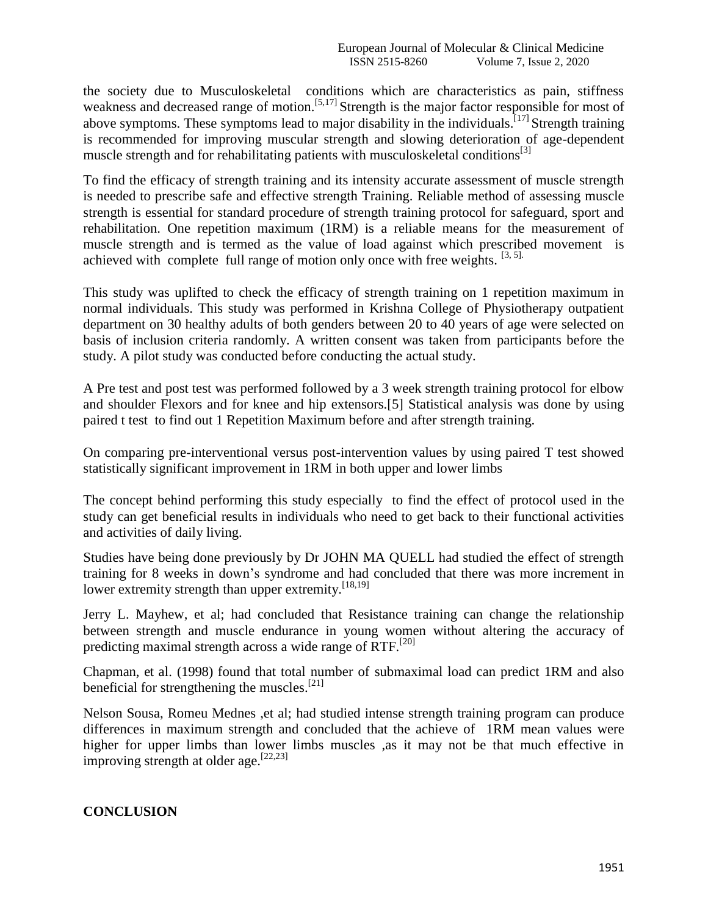the society due to Musculoskeletal conditions which are characteristics as pain, stiffness weakness and decreased range of motion.[5,17] Strength is the major factor responsible for most of above symptoms. These symptoms lead to major disability in the individuals.[17] Strength training is recommended for improving muscular strength and slowing deterioration of age-dependent muscle strength and for rehabilitating patients with musculoskeletal conditions[3]

To find the efficacy of strength training and its intensity accurate assessment of muscle strength is needed to prescribe safe and effective strength Training. Reliable method of assessing muscle strength is essential for standard procedure of strength training protocol for safeguard, sport and rehabilitation. One repetition maximum (1RM) is a reliable means for the measurement of muscle strength and is termed as the value of load against which prescribed movement is achieved with complete full range of motion only once with free weights. [3, 5].

This study was uplifted to check the efficacy of strength training on 1 repetition maximum in normal individuals. This study was performed in Krishna College of Physiotherapy outpatient department on 30 healthy adults of both genders between 20 to 40 years of age were selected on basis of inclusion criteria randomly. A written consent was taken from participants before the study. A pilot study was conducted before conducting the actual study.

A Pre test and post test was performed followed by a 3 week strength training protocol for elbow and shoulder Flexors and for knee and hip extensors.[5] Statistical analysis was done by using paired t test to find out 1 Repetition Maximum before and after strength training.

On comparing pre-interventional versus post-intervention values by using paired T test showed statistically significant improvement in 1RM in both upper and lower limbs

The concept behind performing this study especially to find the effect of protocol used in the study can get beneficial results in individuals who need to get back to their functional activities and activities of daily living.

Studies have being done previously by Dr JOHN MA QUELL had studied the effect of strength training for 8 weeks in down's syndrome and had concluded that there was more increment in lower extremity strength than upper extremity.[18,19]

Jerry L. Mayhew, et al; had concluded that Resistance training can change the relationship between strength and muscle endurance in young women without altering the accuracy of predicting maximal strength across a wide range of RTF.[20]

Chapman, et al. (1998) found that total number of submaximal load can predict 1RM and also beneficial for strengthening the muscles.[21]

Nelson Sousa, Romeu Mednes ,et al; had studied intense strength training program can produce differences in maximum strength and concluded that the achieve of 1RM mean values were higher for upper limbs than lower limbs muscles ,as it may not be that much effective in improving strength at older age.[22,23]

## CONCLUSION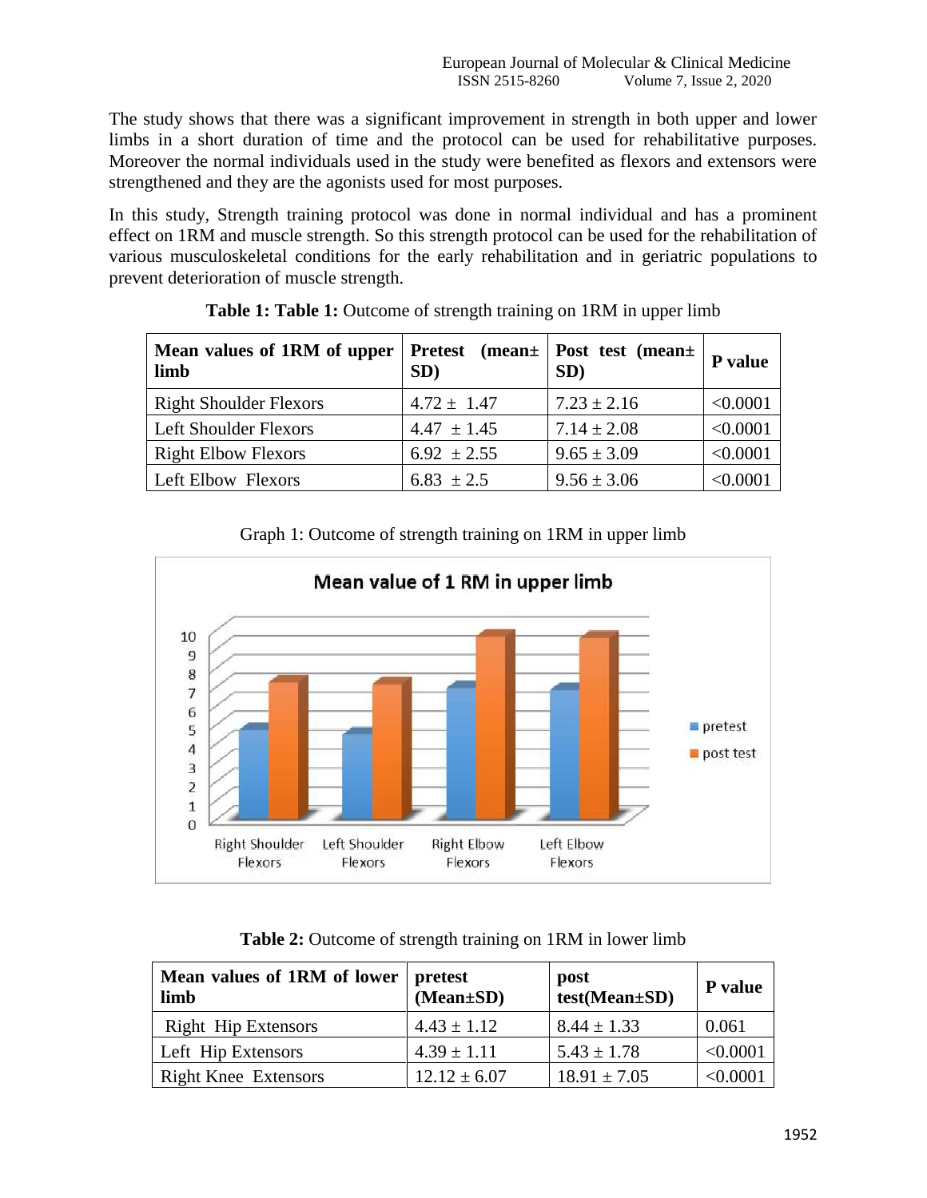The study shows that there was a significant improvement in strength in both upper and lower limbs in a short duration of time and the protocol can be used for rehabilitative purposes. Moreover the normal individuals used in the study were benefited as flexors and extensors were strengthened and they are the agonists used for most purposes.

In this study, Strength training protocol was done in normal individual and has a prominent effect on 1RM and muscle strength. So this strength protocol can be used for the rehabilitation of various musculoskeletal conditions for the early rehabilitation and in geriatric populations to prevent deterioration of muscle strength.

**Table 1: Table 1:** Outcome of strength training on 1RM in upper limb

| Mean values of 1RM of upper limb | Pretest (mean± SD) | Post test (mean± SD) | P value |
|---|---|---|---|
| Right Shoulder Flexors | 4.72 ± 1.47 | 7.23 ± 2.16 | <0.0001 |
| Left Shoulder Flexors | 4.47 ± 1.45 | 7.14 ± 2.08 | <0.0001 |
| Right Elbow Flexors | 6.92 ± 2.55 | 9.65 ± 3.09 | <0.0001 |
| Left Elbow Flexors | 6.83 ± 2.5 | 9.56 ± 3.06 | <0.0001 |

Graph 1: Outcome of strength training on 1RM in upper limb

**Table 2:** Outcome of strength training on 1RM in lower limb

| Mean values of 1RM of lower limb | pretest (Mean±SD) | post test(Mean±SD) | P value |
|---|---|---|---|
| Right Hip Extensors | 4.43 ± 1.12 | 8.44 ± 1.33 | 0.061 |
| Left Hip Extensors | 4.39 ± 1.11 | 5.43 ± 1.78 | <0.0001 |
| Right Knee Extensors | 12.12 ± 6.07 | 18.91 ± 7.05 | <0.0001 |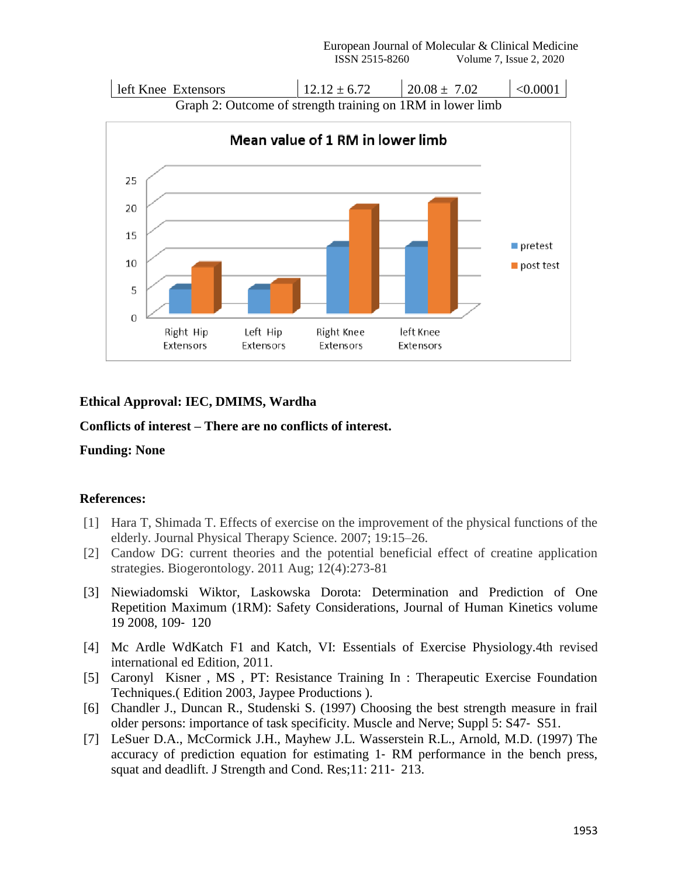| left Knee Extensors | 12.12 ± 6.72 | 20.08 ± 7.02 | <0.0001 |
|---|---|---|---|

Graph 2: Outcome of strength training on 1RM in lower limb

**Ethical Approval: IEC, DMIMS, Wardha**

**Conflicts of interest – There are no conflicts of interest.**

**Funding: None**

**References:**

[1] Hara T, Shimada T. Effects of exercise on the improvement of the physical functions of the elderly. Journal Physical Therapy Science. 2007; 19:15–26.

[2] Candow DG: current theories and the potential beneficial effect of creatine application strategies. Biogerontology. 2011 Aug; 12(4):273-81

[3] Niewiadomski Wiktor, Laskowska Dorota: Determination and Prediction of One Repetition Maximum (1RM): Safety Considerations, Journal of Human Kinetics volume 19 2008, 109- 120

[4] Mc Ardle WdKatch F1 and Katch, VI: Essentials of Exercise Physiology.4th revised international ed Edition, 2011.

[5] Caronyl Kisner , MS , PT: Resistance Training In : Therapeutic Exercise Foundation Techniques.( Edition 2003, Jaypee Productions ).

[6] Chandler J., Duncan R., Studenski S. (1997) Choosing the best strength measure in frail older persons: importance of task specificity. Muscle and Nerve; Suppl 5: S47- S51.

[7] LeSuer D.A., McCormick J.H., Mayhew J.L. Wasserstein R.L., Arnold, M.D. (1997) The accuracy of prediction equation for estimating 1- RM performance in the bench press, squat and deadlift. J Strength and Cond. Res;11: 211- 213.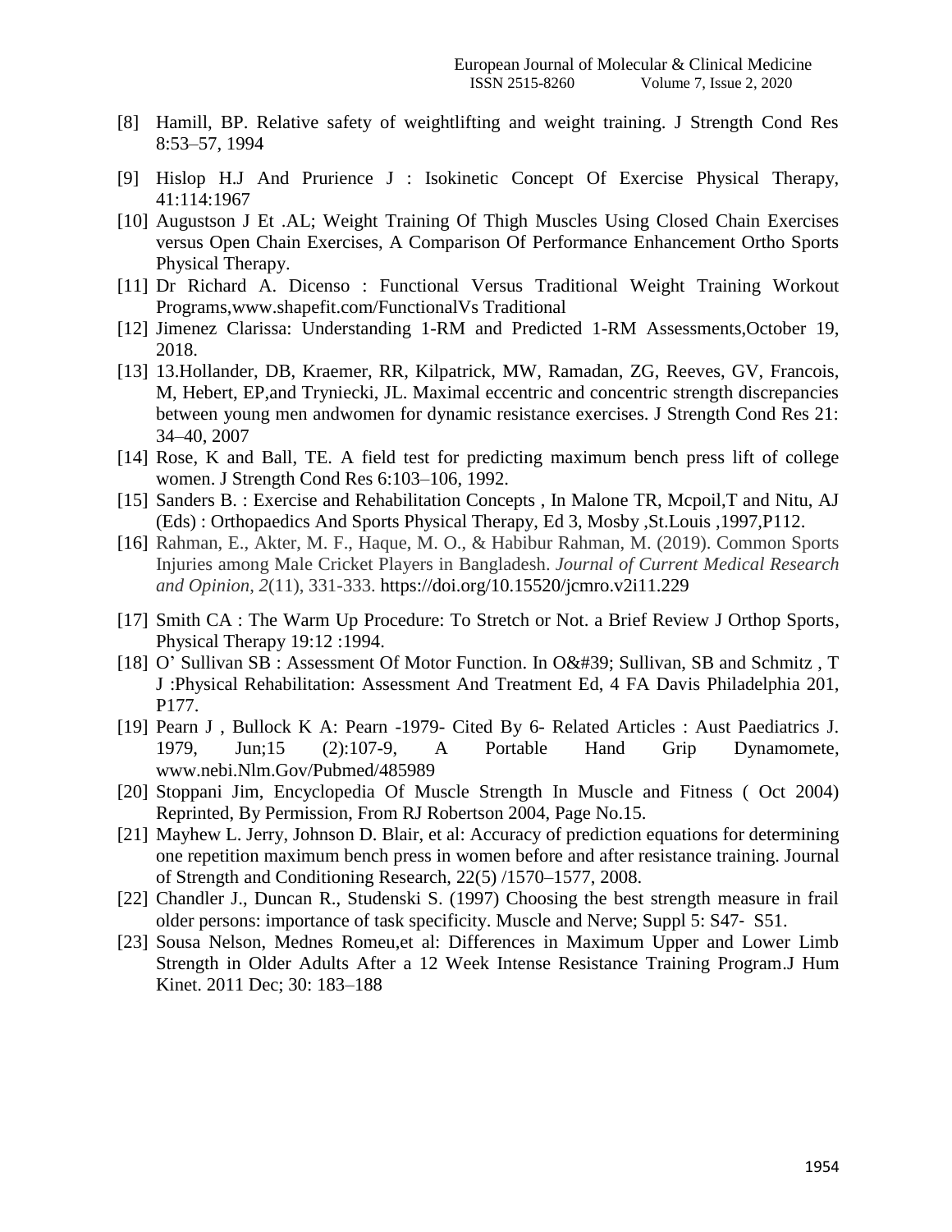[8] Hamill, BP. Relative safety of weightlifting and weight training. J Strength Cond Res 8:53–57, 1994

[9] Hislop H.J And Prurience J : Isokinetic Concept Of Exercise Physical Therapy, 41:114:1967

[10] Augustson J Et .AL; Weight Training Of Thigh Muscles Using Closed Chain Exercises versus Open Chain Exercises, A Comparison Of Performance Enhancement Ortho Sports Physical Therapy.

[11] Dr Richard A. Dicenso : Functional Versus Traditional Weight Training Workout Programs,www.shapefit.com/FunctionalVs Traditional

[12] Jimenez Clarissa: Understanding 1-RM and Predicted 1-RM Assessments,October 19, 2018.

[13] 13.Hollander, DB, Kraemer, RR, Kilpatrick, MW, Ramadan, ZG, Reeves, GV, Francois, M, Hebert, EP,and Tryniecki, JL. Maximal eccentric and concentric strength discrepancies between young men andwomen for dynamic resistance exercises. J Strength Cond Res 21: 34–40, 2007

[14] Rose, K and Ball, TE. A field test for predicting maximum bench press lift of college women. J Strength Cond Res 6:103–106, 1992.

[15] Sanders B. : Exercise and Rehabilitation Concepts , In Malone TR, Mcpoil,T and Nitu, AJ (Eds) : Orthopaedics And Sports Physical Therapy, Ed 3, Mosby ,St.Louis ,1997,P112.

[16] Rahman, E., Akter, M. F., Haque, M. O., & Habibur Rahman, M. (2019). Common Sports Injuries among Male Cricket Players in Bangladesh. *Journal of Current Medical Research and Opinion*, *2*(11), 331-333. https://doi.org/10.15520/jcmro.v2i11.229

[17] Smith CA : The Warm Up Procedure: To Stretch or Not. a Brief Review J Orthop Sports, Physical Therapy 19:12 :1994.

[18] O' Sullivan SB : Assessment Of Motor Function. In O&#39; Sullivan, SB and Schmitz , T J :Physical Rehabilitation: Assessment And Treatment Ed, 4 FA Davis Philadelphia 201, P177.

[19] Pearn J , Bullock K A: Pearn -1979- Cited By 6- Related Articles : Aust Paediatrics J. 1979, Jun;15 (2):107-9, A Portable Hand Grip Dynamomete, www.nebi.Nlm.Gov/Pubmed/485989

[20] Stoppani Jim, Encyclopedia Of Muscle Strength In Muscle and Fitness ( Oct 2004) Reprinted, By Permission, From RJ Robertson 2004, Page No.15.

[21] Mayhew L. Jerry, Johnson D. Blair, et al: Accuracy of prediction equations for determining one repetition maximum bench press in women before and after resistance training. Journal of Strength and Conditioning Research, 22(5) /1570–1577, 2008.

[22] Chandler J., Duncan R., Studenski S. (1997) Choosing the best strength measure in frail older persons: importance of task specificity. Muscle and Nerve; Suppl 5: S47- S51.

[23] Sousa Nelson, Mednes Romeu,et al: Differences in Maximum Upper and Lower Limb Strength in Older Adults After a 12 Week Intense Resistance Training Program.J Hum Kinet. 2011 Dec; 30: 183–188